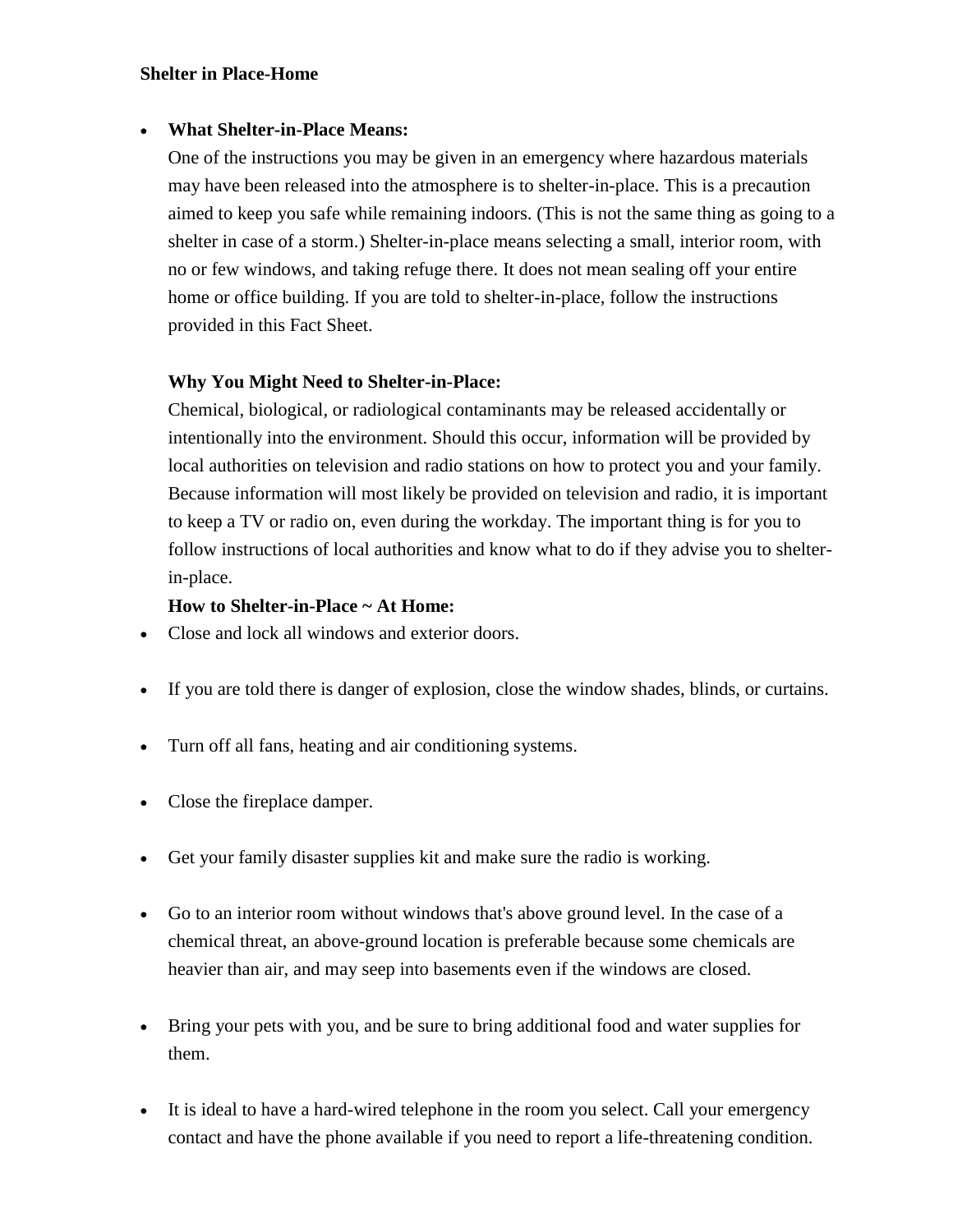**Shelter in Place-Home**

- **What Shelter-in-Place Means:**
  One of the instructions you may be given in an emergency where hazardous materials may have been released into the atmosphere is to shelter-in-place. This is a precaution aimed to keep you safe while remaining indoors. (This is not the same thing as going to a shelter in case of a storm.) Shelter-in-place means selecting a small, interior room, with no or few windows, and taking refuge there. It does not mean sealing off your entire home or office building. If you are told to shelter-in-place, follow the instructions provided in this Fact Sheet.

  **Why You Might Need to Shelter-in-Place:**
  Chemical, biological, or radiological contaminants may be released accidentally or intentionally into the environment. Should this occur, information will be provided by local authorities on television and radio stations on how to protect you and your family. Because information will most likely be provided on television and radio, it is important to keep a TV or radio on, even during the workday. The important thing is for you to follow instructions of local authorities and know what to do if they advise you to shelter-in-place.

  **How to Shelter-in-Place ~ At Home:**

- Close and lock all windows and exterior doors.
- If you are told there is danger of explosion, close the window shades, blinds, or curtains.
- Turn off all fans, heating and air conditioning systems.
- Close the fireplace damper.
- Get your family disaster supplies kit and make sure the radio is working.
- Go to an interior room without windows that's above ground level. In the case of a chemical threat, an above-ground location is preferable because some chemicals are heavier than air, and may seep into basements even if the windows are closed.
- Bring your pets with you, and be sure to bring additional food and water supplies for them.
- It is ideal to have a hard-wired telephone in the room you select. Call your emergency contact and have the phone available if you need to report a life-threatening condition.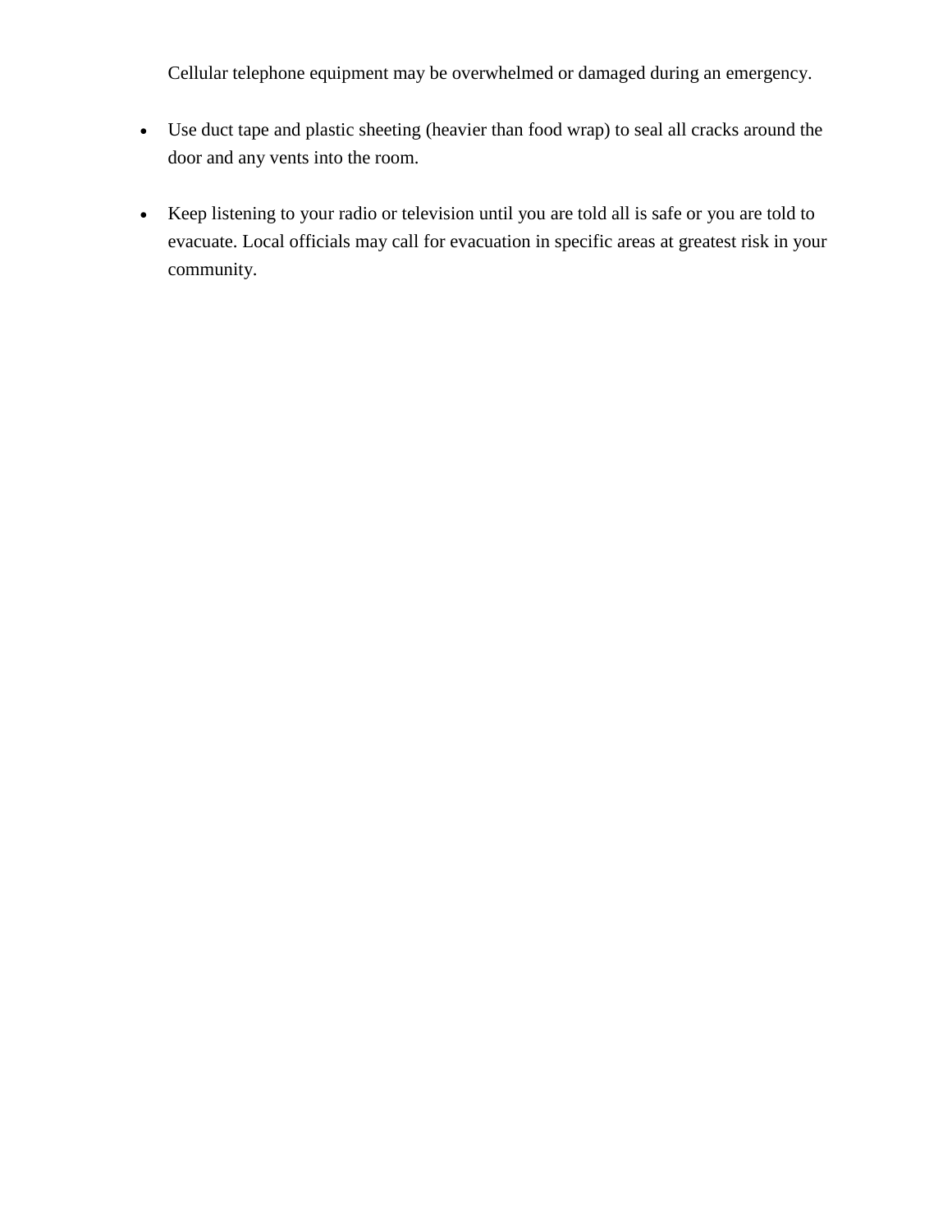Cellular telephone equipment may be overwhelmed or damaged during an emergency.

- Use duct tape and plastic sheeting (heavier than food wrap) to seal all cracks around the door and any vents into the room.

- Keep listening to your radio or television until you are told all is safe or you are told to evacuate. Local officials may call for evacuation in specific areas at greatest risk in your community.